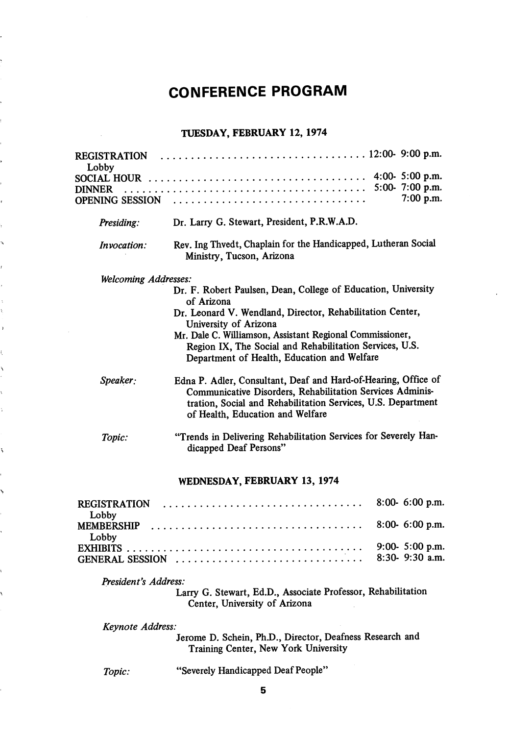# CONFERENCE PROGRAM

## TUESDAY, FEBRUARY 12, 1974

REGISTRATION .................................. 12:00- 9:00 p.m.
Lobby
SOCIAL HOUR .................................. 4:00- 5:00 p.m.
DINNER .................................. 5:00- 7:00 p.m.
OPENING SESSION .................................. 7:00 p.m.

*Presiding:* Dr. Larry G. Stewart, President, P.R.W.A.D.

*Invocation:* Rev. Ing Thvedt, Chaplain for the Handicapped, Lutheran Social Ministry, Tucson, Arizona

*Welcoming Addresses:*
Dr. F. Robert Paulsen, Dean, College of Education, University of Arizona
Dr. Leonard V. Wendland, Director, Rehabilitation Center, University of Arizona
Mr. Dale C. Williamson, Assistant Regional Commissioner, Region IX, The Social and Rehabilitation Services, U.S. Department of Health, Education and Welfare

*Speaker:* Edna P. Adler, Consultant, Deaf and Hard-of-Hearing, Office of Communicative Disorders, Rehabilitation Services Administration, Social and Rehabilitation Services, U.S. Department of Health, Education and Welfare

*Topic:* "Trends in Delivering Rehabilitation Services for Severely Handicapped Deaf Persons"

## WEDNESDAY, FEBRUARY 13, 1974

REGISTRATION .................................. 8:00- 6:00 p.m.
Lobby
MEMBERSHIP .................................. 8:00- 6:00 p.m.
Lobby
EXHIBITS .................................. 9:00- 5:00 p.m.
GENERAL SESSION .................................. 8:30- 9:30 a.m.

*President's Address:*
Larry G. Stewart, Ed.D., Associate Professor, Rehabilitation Center, University of Arizona

*Keynote Address:*
Jerome D. Schein, Ph.D., Director, Deafness Research and Training Center, New York University

*Topic:* "Severely Handicapped Deaf People"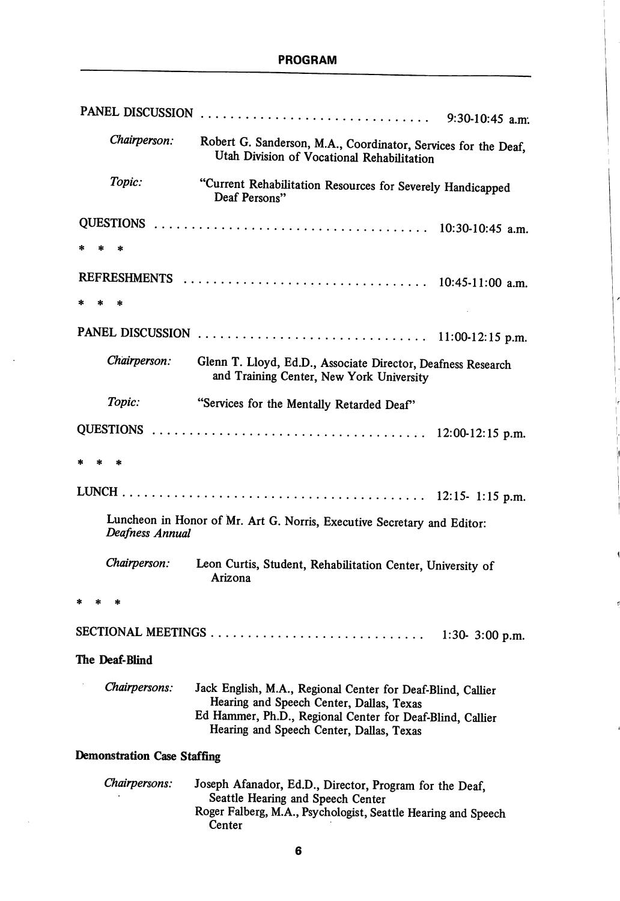## PROGRAM

PANEL DISCUSSION . . . . . . . . . . . . . . . . . . . . . . . . . . . . . . 9:30-10:45 a.m.

*Chairperson:* Robert G. Sanderson, M.A., Coordinator, Services for the Deaf, Utah Division of Vocational Rehabilitation

*Topic:* "Current Rehabilitation Resources for Severely Handicapped Deaf Persons"

QUESTIONS . . . . . . . . . . . . . . . . . . . . . . . . . . . . . . . . . . . 10:30-10:45 a.m.

\* \* \*

REFRESHMENTS . . . . . . . . . . . . . . . . . . . . . . . . . . . . . . . . 10:45-11:00 a.m.

\* \* \*

PANEL DISCUSSION . . . . . . . . . . . . . . . . . . . . . . . . . . . . . . 11:00-12:15 p.m.

*Chairperson:* Glenn T. Lloyd, Ed.D., Associate Director, Deafness Research and Training Center, New York University

*Topic:* "Services for the Mentally Retarded Deaf"

QUESTIONS . . . . . . . . . . . . . . . . . . . . . . . . . . . . . . . . . . . 12:00-12:15 p.m.

\* \* \*

LUNCH . . . . . . . . . . . . . . . . . . . . . . . . . . . . . . . . . . . . . . . 12:15- 1:15 p.m.

Luncheon in Honor of Mr. Art G. Norris, Executive Secretary and Editor: *Deafness Annual*

*Chairperson:* Leon Curtis, Student, Rehabilitation Center, University of Arizona

\* \* \*

SECTIONAL MEETINGS . . . . . . . . . . . . . . . . . . . . . . . . . . . 1:30- 3:00 p.m.

**The Deaf-Blind**

*Chairpersons:* Jack English, M.A., Regional Center for Deaf-Blind, Callier Hearing and Speech Center, Dallas, Texas
Ed Hammer, Ph.D., Regional Center for Deaf-Blind, Callier Hearing and Speech Center, Dallas, Texas

**Demonstration Case Staffing**

*Chairpersons:* Joseph Afanador, Ed.D., Director, Program for the Deaf, Seattle Hearing and Speech Center
Roger Falberg, M.A., Psychologist, Seattle Hearing and Speech Center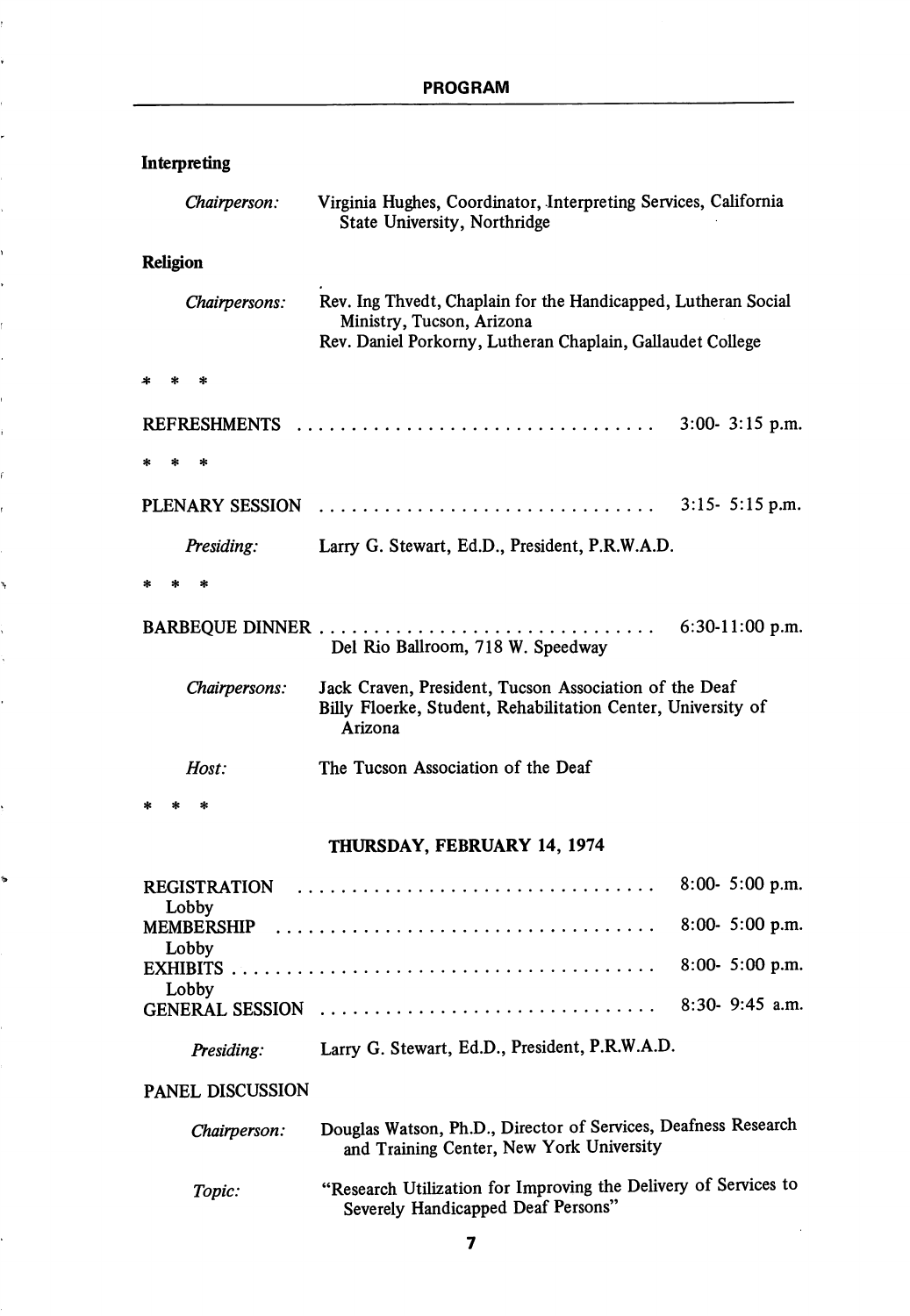**Interpreting**

*Chairperson:* Virginia Hughes, Coordinator, Interpreting Services, California State University, Northridge

**Religion**

*Chairpersons:* Rev. Ing Thvedt, Chaplain for the Handicapped, Lutheran Social Ministry, Tucson, Arizona
Rev. Daniel Porkorny, Lutheran Chaplain, Gallaudet College

\* \* \*

REFRESHMENTS . . . . . . . . . . . . . . . . . . . . . . . . . . . . . . . . 3:00- 3:15 p.m.

\* \* \*

PLENARY SESSION . . . . . . . . . . . . . . . . . . . . . . . . . . . . . . . 3:15- 5:15 p.m.

*Presiding:* Larry G. Stewart, Ed.D., President, P.R.W.A.D.

\* \* \*

BARBEQUE DINNER . . . . . . . . . . . . . . . . . . . . . . . . . . . . . . . 6:30-11:00 p.m.
Del Rio Ballroom, 718 W. Speedway

*Chairpersons:* Jack Craven, President, Tucson Association of the Deaf
Billy Floerke, Student, Rehabilitation Center, University of Arizona

*Host:* The Tucson Association of the Deaf

\* \* \*

## THURSDAY, FEBRUARY 14, 1974

REGISTRATION . . . . . . . . . . . . . . . . . . . . . . . . . . . . . . . . 8:00- 5:00 p.m.
Lobby

MEMBERSHIP . . . . . . . . . . . . . . . . . . . . . . . . . . . . . . . . . 8:00- 5:00 p.m.
Lobby

EXHIBITS . . . . . . . . . . . . . . . . . . . . . . . . . . . . . . . . . . . 8:00- 5:00 p.m.
Lobby

GENERAL SESSION . . . . . . . . . . . . . . . . . . . . . . . . . . . . . . 8:30- 9:45 a.m.

*Presiding:* Larry G. Stewart, Ed.D., President, P.R.W.A.D.

PANEL DISCUSSION

*Chairperson:* Douglas Watson, Ph.D., Director of Services, Deafness Research and Training Center, New York University

*Topic:* "Research Utilization for Improving the Delivery of Services to Severely Handicapped Deaf Persons"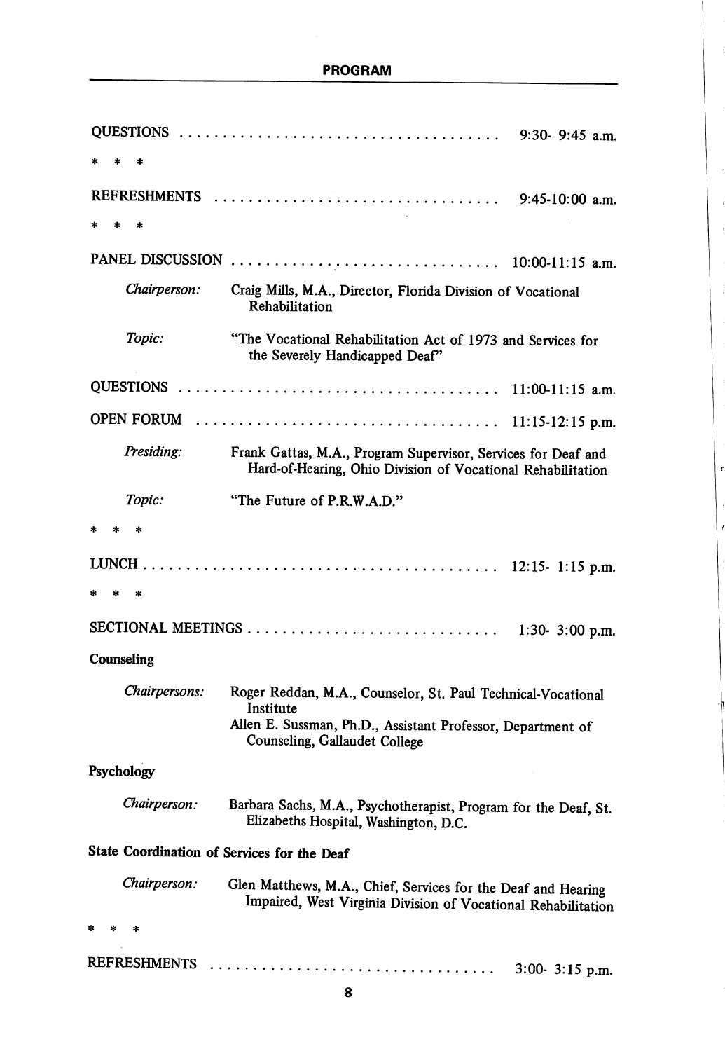## PROGRAM

QUESTIONS .................................... 9:30- 9:45 a.m.

\* \* \*

REFRESHMENTS ................................ 9:45-10:00 a.m.

\* \* \*

PANEL DISCUSSION .............................. 10:00-11:15 a.m.

*Chairperson:* Craig Mills, M.A., Director, Florida Division of Vocational Rehabilitation

*Topic:* "The Vocational Rehabilitation Act of 1973 and Services for the Severely Handicapped Deaf"

QUESTIONS .................................... 11:00-11:15 a.m.

OPEN FORUM .................................. 11:15-12:15 p.m.

*Presiding:* Frank Gattas, M.A., Program Supervisor, Services for Deaf and Hard-of-Hearing, Ohio Division of Vocational Rehabilitation

*Topic:* "The Future of P.R.W.A.D."

\* \* \*

LUNCH ........................................ 12:15- 1:15 p.m.

\* \* \*

SECTIONAL MEETINGS ............................ 1:30- 3:00 p.m.

**Counseling**

*Chairpersons:* Roger Reddan, M.A., Counselor, St. Paul Technical-Vocational Institute
Allen E. Sussman, Ph.D., Assistant Professor, Department of Counseling, Gallaudet College

**Psychology**

*Chairperson:* Barbara Sachs, M.A., Psychotherapist, Program for the Deaf, St. Elizabeths Hospital, Washington, D.C.

**State Coordination of Services for the Deaf**

*Chairperson:* Glen Matthews, M.A., Chief, Services for the Deaf and Hearing Impaired, West Virginia Division of Vocational Rehabilitation

\* \* \*

REFRESHMENTS ................................ 3:00- 3:15 p.m.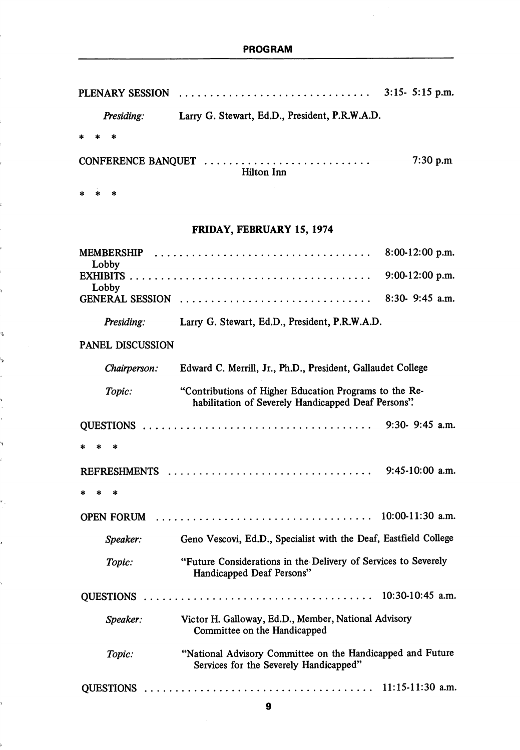PLENARY SESSION ............................... 3:15- 5:15 p.m.

*Presiding:* Larry G. Stewart, Ed.D., President, P.R.W.A.D.

\* \* \*

CONFERENCE BANQUET ........................... 7:30 p.m
Hilton Inn

\* \* \*

## FRIDAY, FEBRUARY 15, 1974

MEMBERSHIP ................................... 8:00-12:00 p.m.
Lobby

EXHIBITS ..................................... 9:00-12:00 p.m.
Lobby

GENERAL SESSION ............................... 8:30- 9:45 a.m.

*Presiding:* Larry G. Stewart, Ed.D., President, P.R.W.A.D.

PANEL DISCUSSION

*Chairperson:* Edward C. Merrill, Jr., Ph.D., President, Gallaudet College

*Topic:* "Contributions of Higher Education Programs to the Rehabilitation of Severely Handicapped Deaf Persons".

QUESTIONS .................................... 9:30- 9:45 a.m.

\* \* \*

REFRESHMENTS ................................. 9:45-10:00 a.m.

\* \* \*

OPEN FORUM ................................... 10:00-11:30 a.m.

*Speaker:* Geno Vescovi, Ed.D., Specialist with the Deaf, Eastfield College

*Topic:* "Future Considerations in the Delivery of Services to Severely Handicapped Deaf Persons"

QUESTIONS .................................... 10:30-10:45 a.m.

*Speaker:* Victor H. Galloway, Ed.D., Member, National Advisory Committee on the Handicapped

*Topic:* "National Advisory Committee on the Handicapped and Future Services for the Severely Handicapped"

QUESTIONS .................................... 11:15-11:30 a.m.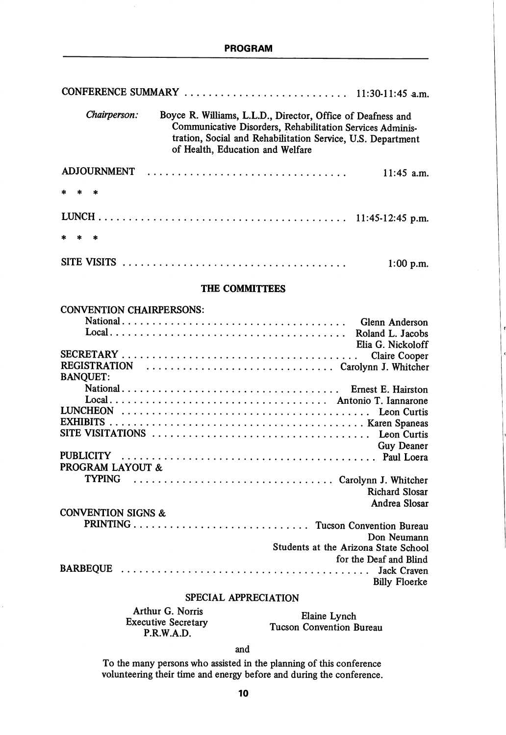## PROGRAM

CONFERENCE SUMMARY . . . . . . . . . . . . . . . . . . . . . . . . . . . 11:30-11:45 a.m.

*Chairperson:* Boyce R. Williams, L.L.D., Director, Office of Deafness and Communicative Disorders, Rehabilitation Services Administration, Social and Rehabilitation Service, U.S. Department of Health, Education and Welfare

ADJOURNMENT . . . . . . . . . . . . . . . . . . . . . . . . . . . . . . . . 11:45 a.m.

\* \* \*

LUNCH . . . . . . . . . . . . . . . . . . . . . . . . . . . . . . . . . . . . . . . . . 11:45-12:45 p.m.

\* \* \*

SITE VISITS . . . . . . . . . . . . . . . . . . . . . . . . . . . . . . . . . . . . 1:00 p.m.

### THE COMMITTEES

CONVENTION CHAIRPERSONS:
- National . . . . . . . . . . Glenn Anderson
- Local . . . . . . . . . . Roland L. Jacobs, Elia G. Nickoloff

SECRETARY . . . . . . . . . . Claire Cooper

REGISTRATION . . . . . . . . . . Carolynn J. Whitcher

BANQUET:
- National . . . . . . . . . . Ernest E. Hairston
- Local . . . . . . . . . . Antonio T. Iannarone

LUNCHEON . . . . . . . . . . Leon Curtis

EXHIBITS . . . . . . . . . . Karen Spaneas

SITE VISITATIONS . . . . . . . . . . Leon Curtis, Guy Deaner

PUBLICITY . . . . . . . . . . Paul Loera

PROGRAM LAYOUT & TYPING . . . . . . . . . . Carolynn J. Whitcher, Richard Slosar, Andrea Slosar

CONVENTION SIGNS & PRINTING . . . . . . . . . . Tucson Convention Bureau, Don Neumann, Students at the Arizona State School for the Deaf and Blind

BARBEQUE . . . . . . . . . . Jack Craven, Billy Floerke

### SPECIAL APPRECIATION

Arthur G. Norris
Executive Secretary
P.R.W.A.D.

Elaine Lynch
Tucson Convention Bureau

and

To the many persons who assisted in the planning of this conference volunteering their time and energy before and during the conference.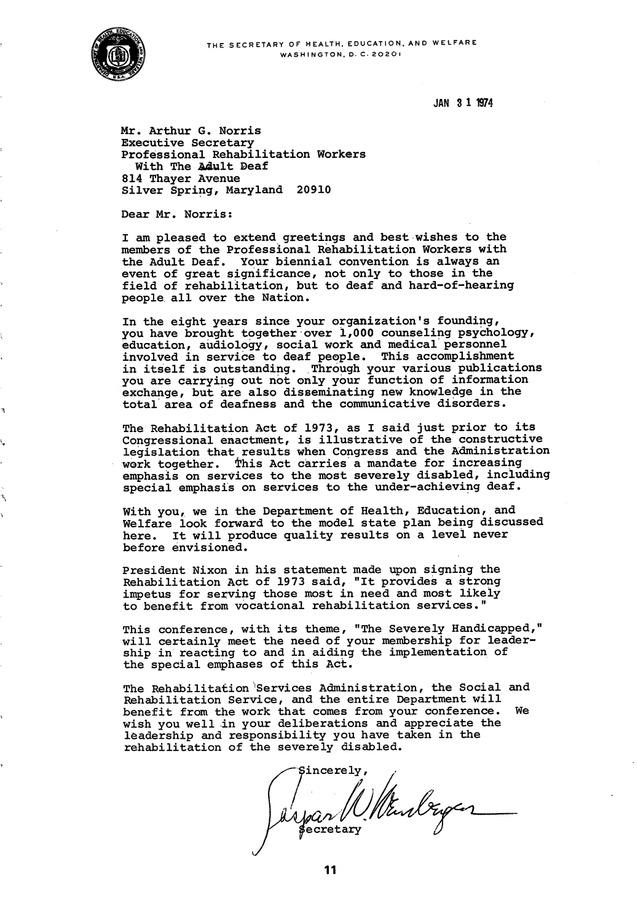THE SECRETARY OF HEALTH, EDUCATION, AND WELFARE
WASHINGTON, D. C. 20201

JAN 31 1974

Mr. Arthur G. Norris
Executive Secretary
Professional Rehabilitation Workers
With The Adult Deaf
814 Thayer Avenue
Silver Spring, Maryland 20910

Dear Mr. Norris:

I am pleased to extend greetings and best wishes to the members of the Professional Rehabilitation Workers with the Adult Deaf. Your biennial convention is always an event of great significance, not only to those in the field of rehabilitation, but to deaf and hard-of-hearing people all over the Nation.

In the eight years since your organization's founding, you have brought together over 1,000 counseling psychology, education, audiology, social work and medical personnel involved in service to deaf people. This accomplishment in itself is outstanding. Through your various publications you are carrying out not only your function of information exchange, but are also disseminating new knowledge in the total area of deafness and the communicative disorders.

The Rehabilitation Act of 1973, as I said just prior to its Congressional enactment, is illustrative of the constructive legislation that results when Congress and the Administration work together. This Act carries a mandate for increasing emphasis on services to the most severely disabled, including special emphasis on services to the under-achieving deaf.

With you, we in the Department of Health, Education, and Welfare look forward to the model state plan being discussed here. It will produce quality results on a level never before envisioned.

President Nixon in his statement made upon signing the Rehabilitation Act of 1973 said, "It provides a strong impetus for serving those most in need and most likely to benefit from vocational rehabilitation services."

This conference, with its theme, "The Severely Handicapped," will certainly meet the need of your membership for leadership in reacting to and in aiding the implementation of the special emphases of this Act.

The Rehabilitation Services Administration, the Social and Rehabilitation Service, and the entire Department will benefit from the work that comes from your conference. We wish you well in your deliberations and appreciate the leadership and responsibility you have taken in the rehabilitation of the severely disabled.

Sincerely,

Caspar W. Weinberger
Secretary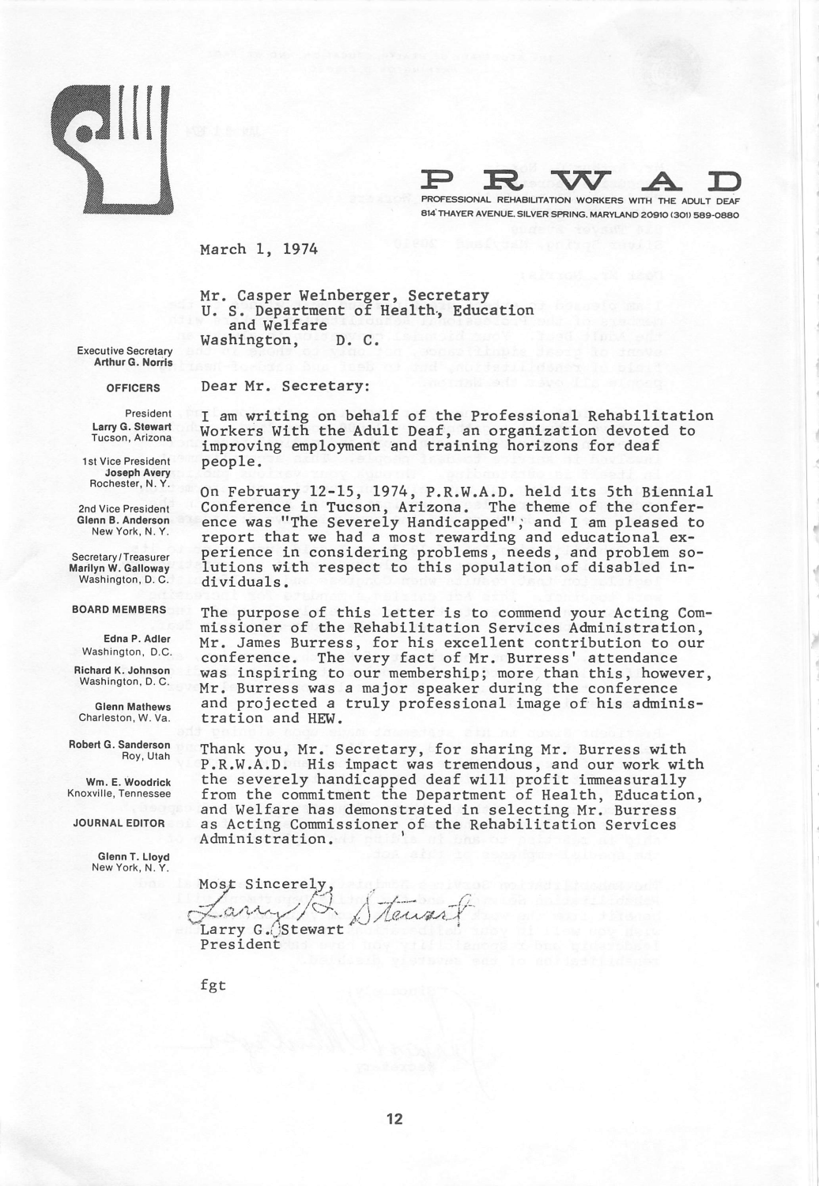# P R W A D

PROFESSIONAL REHABILITATION WORKERS WITH THE ADULT DEAF
814 THAYER AVENUE, SILVER SPRING, MARYLAND 20910 (301) 589-0880

Executive Secretary
**Arthur G. Norris**

**OFFICERS**

President
**Larry G. Stewart**
Tucson, Arizona

1st Vice President
**Joseph Avery**
Rochester, N. Y.

2nd Vice President
**Glenn B. Anderson**
New York, N. Y.

Secretary/Treasurer
**Marilyn W. Galloway**
Washington, D. C.

**BOARD MEMBERS**

**Edna P. Adler**
Washington, D.C.

**Richard K. Johnson**
Washington, D. C.

**Glenn Mathews**
Charleston, W. Va.

**Robert G. Sanderson**
Roy, Utah

**Wm. E. Woodrick**
Knoxville, Tennessee

**JOURNAL EDITOR**

**Glenn T. Lloyd**
New York, N. Y.

March 1, 1974

Mr. Casper Weinberger, Secretary
U. S. Department of Health, Education
and Welfare
Washington, D. C.

Dear Mr. Secretary:

I am writing on behalf of the Professional Rehabilitation Workers With the Adult Deaf, an organization devoted to improving employment and training horizons for deaf people.

On February 12-15, 1974, P.R.W.A.D. held its 5th Biennial Conference in Tucson, Arizona. The theme of the conference was "The Severely Handicapped"; and I am pleased to report that we had a most rewarding and educational experience in considering problems, needs, and problem solutions with respect to this population of disabled individuals.

The purpose of this letter is to commend your Acting Commissioner of the Rehabilitation Services Administration, Mr. James Burress, for his excellent contribution to our conference. The very fact of Mr. Burress' attendance was inspiring to our membership; more than this, however, Mr. Burress was a major speaker during the conference and projected a truly professional image of his administration and HEW.

Thank you, Mr. Secretary, for sharing Mr. Burress with P.R.W.A.D. His impact was tremendous, and our work with the severely handicapped deaf will profit immeasurally from the commitment the Department of Health, Education, and Welfare has demonstrated in selecting Mr. Burress as Acting Commissioner of the Rehabilitation Services Administration.

Most Sincerely,

Larry G. Stewart
President

fgt